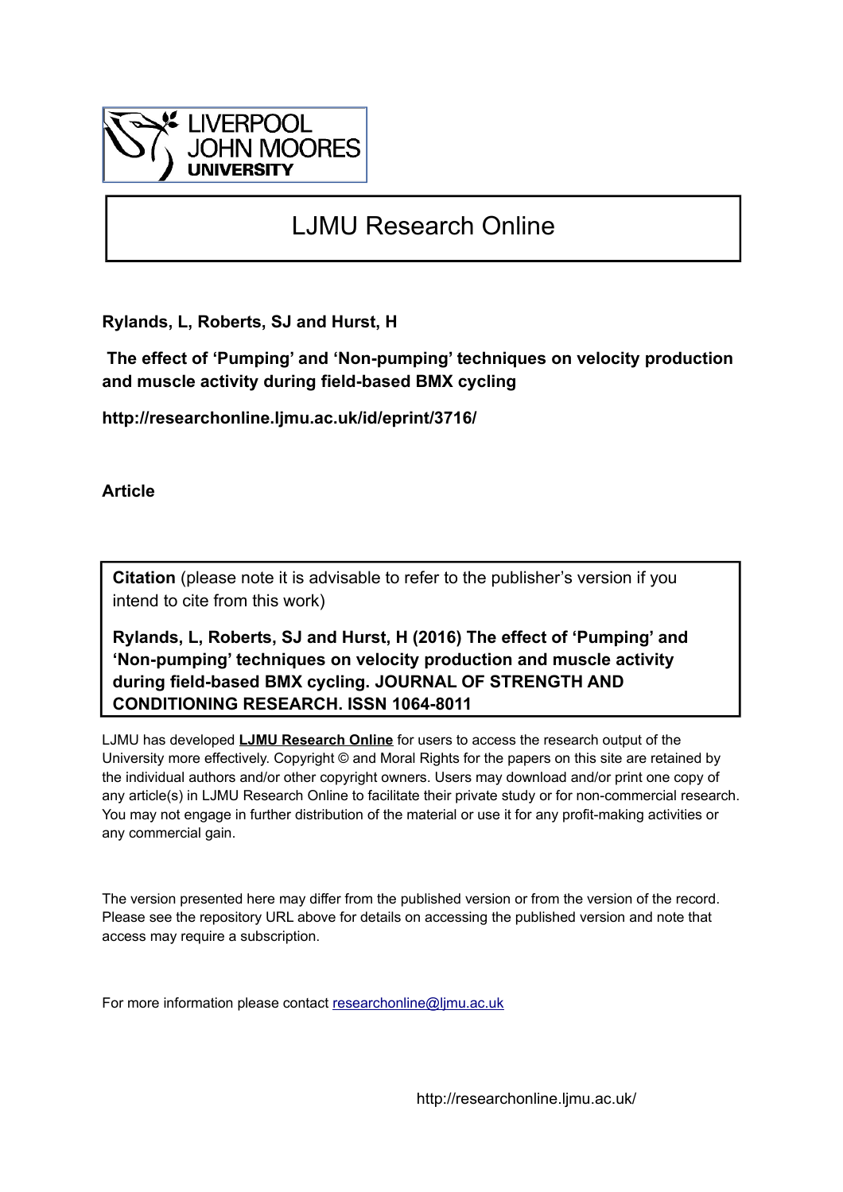LIVERPOOL JOHN MOORES UNIVERSITY

# LJMU Research Online

**Rylands, L, Roberts, SJ and Hurst, H**

**The effect of 'Pumping' and 'Non-pumping' techniques on velocity production and muscle activity during field-based BMX cycling**

**http://researchonline.ljmu.ac.uk/id/eprint/3716/**

**Article**

**Citation** (please note it is advisable to refer to the publisher's version if you intend to cite from this work)

**Rylands, L, Roberts, SJ and Hurst, H (2016) The effect of 'Pumping' and 'Non-pumping' techniques on velocity production and muscle activity during field-based BMX cycling. JOURNAL OF STRENGTH AND CONDITIONING RESEARCH. ISSN 1064-8011**

LJMU has developed **LJMU Research Online** for users to access the research output of the University more effectively. Copyright © and Moral Rights for the papers on this site are retained by the individual authors and/or other copyright owners. Users may download and/or print one copy of any article(s) in LJMU Research Online to facilitate their private study or for non-commercial research. You may not engage in further distribution of the material or use it for any profit-making activities or any commercial gain.

The version presented here may differ from the published version or from the version of the record. Please see the repository URL above for details on accessing the published version and note that access may require a subscription.

For more information please contact researchonline@ljmu.ac.uk

http://researchonline.ljmu.ac.uk/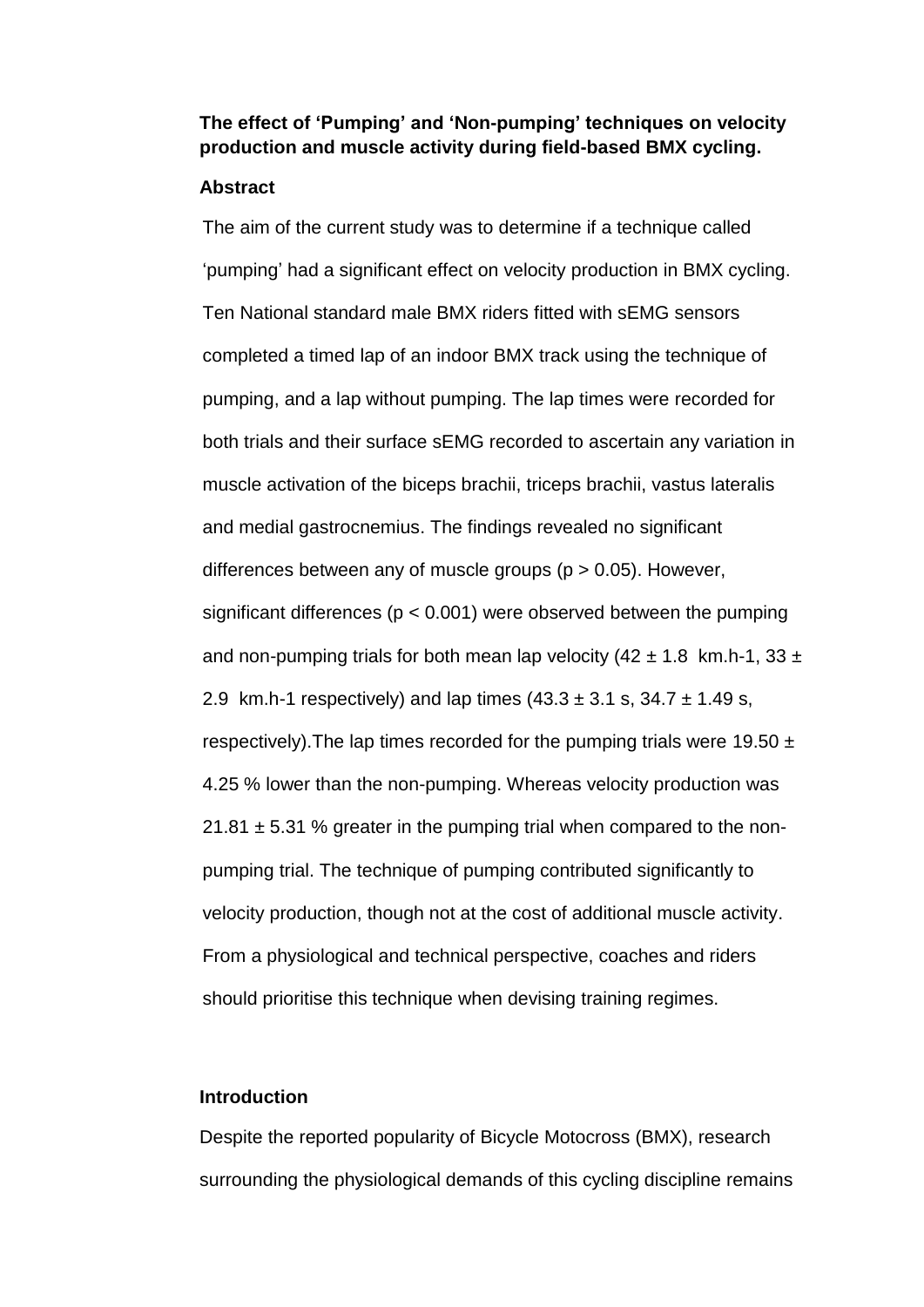**The effect of 'Pumping' and 'Non-pumping' techniques on velocity production and muscle activity during field-based BMX cycling.**

**Abstract**

The aim of the current study was to determine if a technique called 'pumping' had a significant effect on velocity production in BMX cycling. Ten National standard male BMX riders fitted with sEMG sensors completed a timed lap of an indoor BMX track using the technique of pumping, and a lap without pumping. The lap times were recorded for both trials and their surface sEMG recorded to ascertain any variation in muscle activation of the biceps brachii, triceps brachii, vastus lateralis and medial gastrocnemius. The findings revealed no significant differences between any of muscle groups ($p > 0.05$). However, significant differences ($p < 0.001$) were observed between the pumping and non-pumping trials for both mean lap velocity ($42 \pm 1.8$ km.h-1, $33 \pm 2.9$ km.h-1 respectively) and lap times ($43.3 \pm 3.1$ s, $34.7 \pm 1.49$ s, respectively).The lap times recorded for the pumping trials were $19.50 \pm 4.25$ % lower than the non-pumping. Whereas velocity production was $21.81 \pm 5.31$ % greater in the pumping trial when compared to the non-pumping trial. The technique of pumping contributed significantly to velocity production, though not at the cost of additional muscle activity. From a physiological and technical perspective, coaches and riders should prioritise this technique when devising training regimes.

**Introduction**

Despite the reported popularity of Bicycle Motocross (BMX), research surrounding the physiological demands of this cycling discipline remains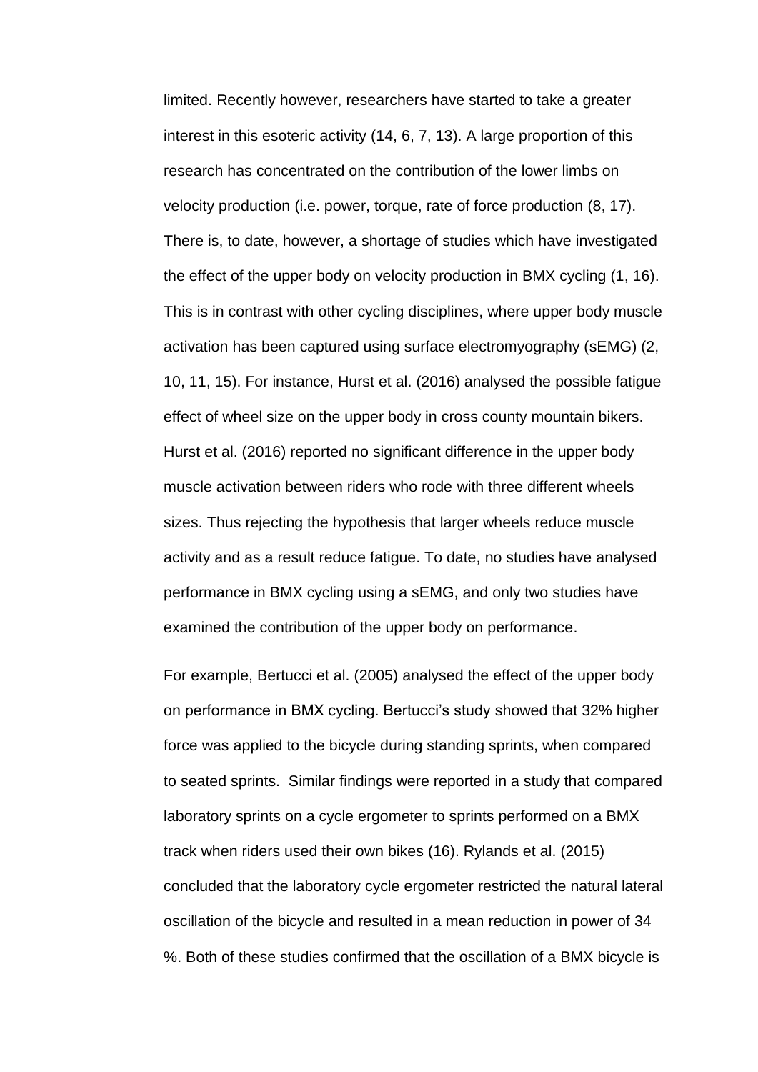limited. Recently however, researchers have started to take a greater interest in this esoteric activity (14, 6, 7, 13). A large proportion of this research has concentrated on the contribution of the lower limbs on velocity production (i.e. power, torque, rate of force production (8, 17). There is, to date, however, a shortage of studies which have investigated the effect of the upper body on velocity production in BMX cycling (1, 16). This is in contrast with other cycling disciplines, where upper body muscle activation has been captured using surface electromyography (sEMG) (2, 10, 11, 15). For instance, Hurst et al. (2016) analysed the possible fatigue effect of wheel size on the upper body in cross county mountain bikers. Hurst et al. (2016) reported no significant difference in the upper body muscle activation between riders who rode with three different wheels sizes. Thus rejecting the hypothesis that larger wheels reduce muscle activity and as a result reduce fatigue. To date, no studies have analysed performance in BMX cycling using a sEMG, and only two studies have examined the contribution of the upper body on performance.

For example, Bertucci et al. (2005) analysed the effect of the upper body on performance in BMX cycling. Bertucci's study showed that 32% higher force was applied to the bicycle during standing sprints, when compared to seated sprints. Similar findings were reported in a study that compared laboratory sprints on a cycle ergometer to sprints performed on a BMX track when riders used their own bikes (16). Rylands et al. (2015) concluded that the laboratory cycle ergometer restricted the natural lateral oscillation of the bicycle and resulted in a mean reduction in power of 34 %. Both of these studies confirmed that the oscillation of a BMX bicycle is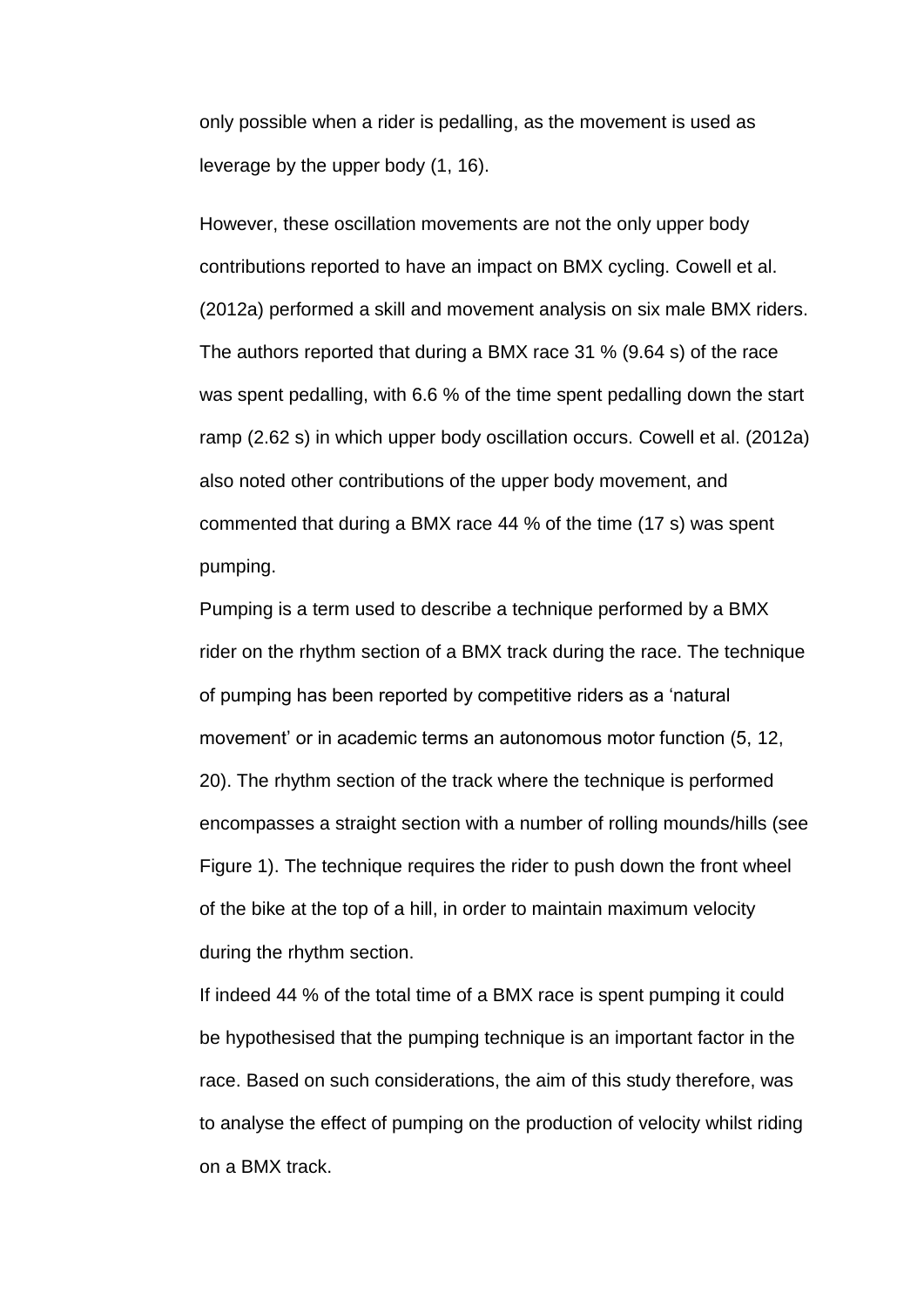only possible when a rider is pedalling, as the movement is used as leverage by the upper body (1, 16).

However, these oscillation movements are not the only upper body contributions reported to have an impact on BMX cycling. Cowell et al. (2012a) performed a skill and movement analysis on six male BMX riders. The authors reported that during a BMX race 31 % (9.64 s) of the race was spent pedalling, with 6.6 % of the time spent pedalling down the start ramp (2.62 s) in which upper body oscillation occurs. Cowell et al. (2012a) also noted other contributions of the upper body movement, and commented that during a BMX race 44 % of the time (17 s) was spent pumping.

Pumping is a term used to describe a technique performed by a BMX rider on the rhythm section of a BMX track during the race. The technique of pumping has been reported by competitive riders as a 'natural movement' or in academic terms an autonomous motor function (5, 12, 20). The rhythm section of the track where the technique is performed encompasses a straight section with a number of rolling mounds/hills (see Figure 1). The technique requires the rider to push down the front wheel of the bike at the top of a hill, in order to maintain maximum velocity during the rhythm section.

If indeed 44 % of the total time of a BMX race is spent pumping it could be hypothesised that the pumping technique is an important factor in the race. Based on such considerations, the aim of this study therefore, was to analyse the effect of pumping on the production of velocity whilst riding on a BMX track.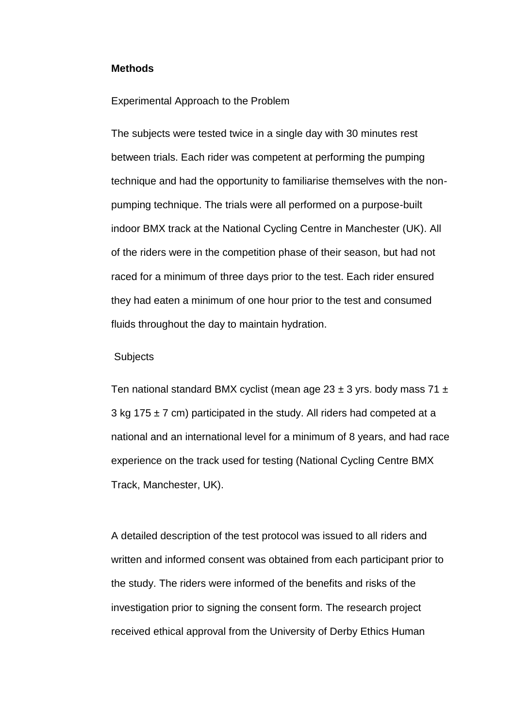## Methods

### Experimental Approach to the Problem

The subjects were tested twice in a single day with 30 minutes rest between trials. Each rider was competent at performing the pumping technique and had the opportunity to familiarise themselves with the non-pumping technique. The trials were all performed on a purpose-built indoor BMX track at the National Cycling Centre in Manchester (UK). All of the riders were in the competition phase of their season, but had not raced for a minimum of three days prior to the test. Each rider ensured they had eaten a minimum of one hour prior to the test and consumed fluids throughout the day to maintain hydration.

### Subjects

Ten national standard BMX cyclist (mean age 23 ± 3 yrs. body mass 71 ± 3 kg 175 ± 7 cm) participated in the study. All riders had competed at a national and an international level for a minimum of 8 years, and had race experience on the track used for testing (National Cycling Centre BMX Track, Manchester, UK).

A detailed description of the test protocol was issued to all riders and written and informed consent was obtained from each participant prior to the study. The riders were informed of the benefits and risks of the investigation prior to signing the consent form. The research project received ethical approval from the University of Derby Ethics Human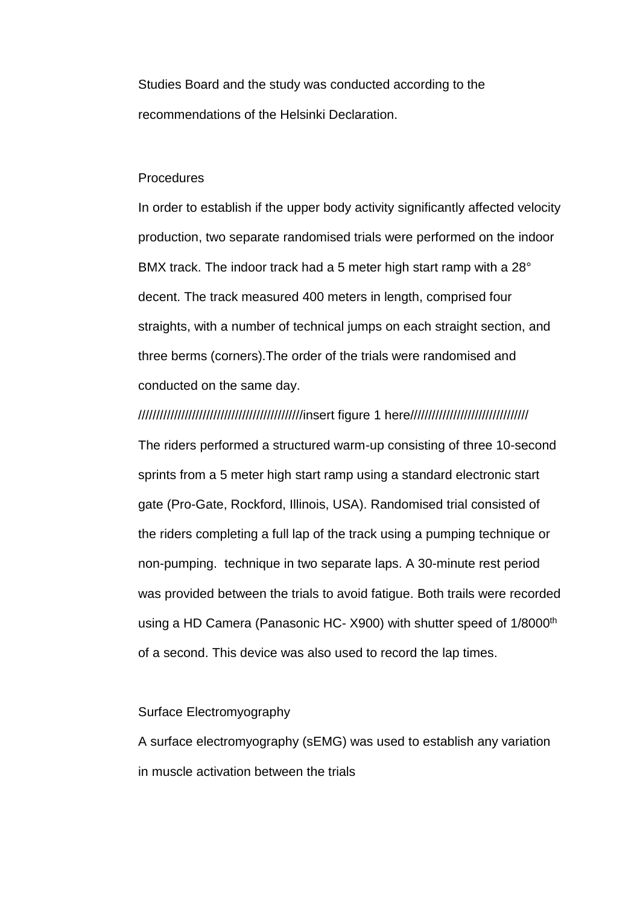Studies Board and the study was conducted according to the recommendations of the Helsinki Declaration.

## Procedures

In order to establish if the upper body activity significantly affected velocity production, two separate randomised trials were performed on the indoor BMX track. The indoor track had a 5 meter high start ramp with a 28° decent. The track measured 400 meters in length, comprised four straights, with a number of technical jumps on each straight section, and three berms (corners).The order of the trials were randomised and conducted on the same day.

///////////////////////////////////////////////insert figure 1 here///////////////////////////////////

The riders performed a structured warm-up consisting of three 10-second sprints from a 5 meter high start ramp using a standard electronic start gate (Pro-Gate, Rockford, Illinois, USA). Randomised trial consisted of the riders completing a full lap of the track using a pumping technique or non-pumping. technique in two separate laps. A 30-minute rest period was provided between the trials to avoid fatigue. Both trails were recorded using a HD Camera (Panasonic HC- X900) with shutter speed of 1/8000th of a second. This device was also used to record the lap times.

## Surface Electromyography

A surface electromyography (sEMG) was used to establish any variation in muscle activation between the trials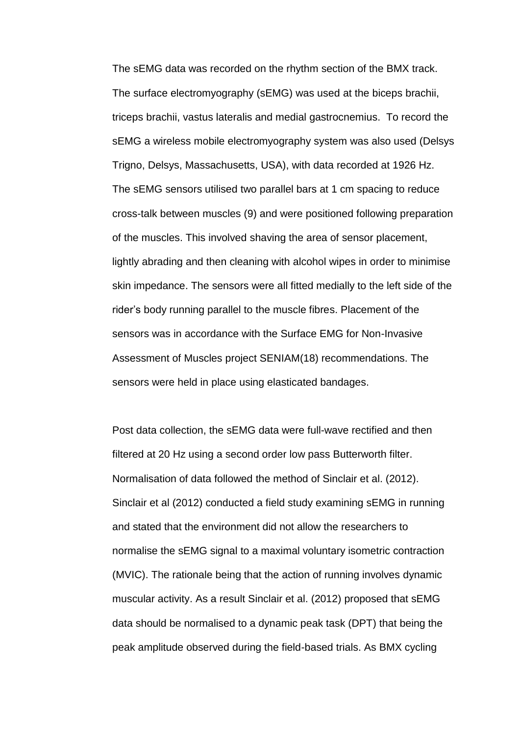The sEMG data was recorded on the rhythm section of the BMX track. The surface electromyography (sEMG) was used at the biceps brachii, triceps brachii, vastus lateralis and medial gastrocnemius. To record the sEMG a wireless mobile electromyography system was also used (Delsys Trigno, Delsys, Massachusetts, USA), with data recorded at 1926 Hz. The sEMG sensors utilised two parallel bars at 1 cm spacing to reduce cross-talk between muscles (9) and were positioned following preparation of the muscles. This involved shaving the area of sensor placement, lightly abrading and then cleaning with alcohol wipes in order to minimise skin impedance. The sensors were all fitted medially to the left side of the rider's body running parallel to the muscle fibres. Placement of the sensors was in accordance with the Surface EMG for Non-Invasive Assessment of Muscles project SENIAM(18) recommendations. The sensors were held in place using elasticated bandages.

Post data collection, the sEMG data were full-wave rectified and then filtered at 20 Hz using a second order low pass Butterworth filter. Normalisation of data followed the method of Sinclair et al. (2012). Sinclair et al (2012) conducted a field study examining sEMG in running and stated that the environment did not allow the researchers to normalise the sEMG signal to a maximal voluntary isometric contraction (MVIC). The rationale being that the action of running involves dynamic muscular activity. As a result Sinclair et al. (2012) proposed that sEMG data should be normalised to a dynamic peak task (DPT) that being the peak amplitude observed during the field-based trials. As BMX cycling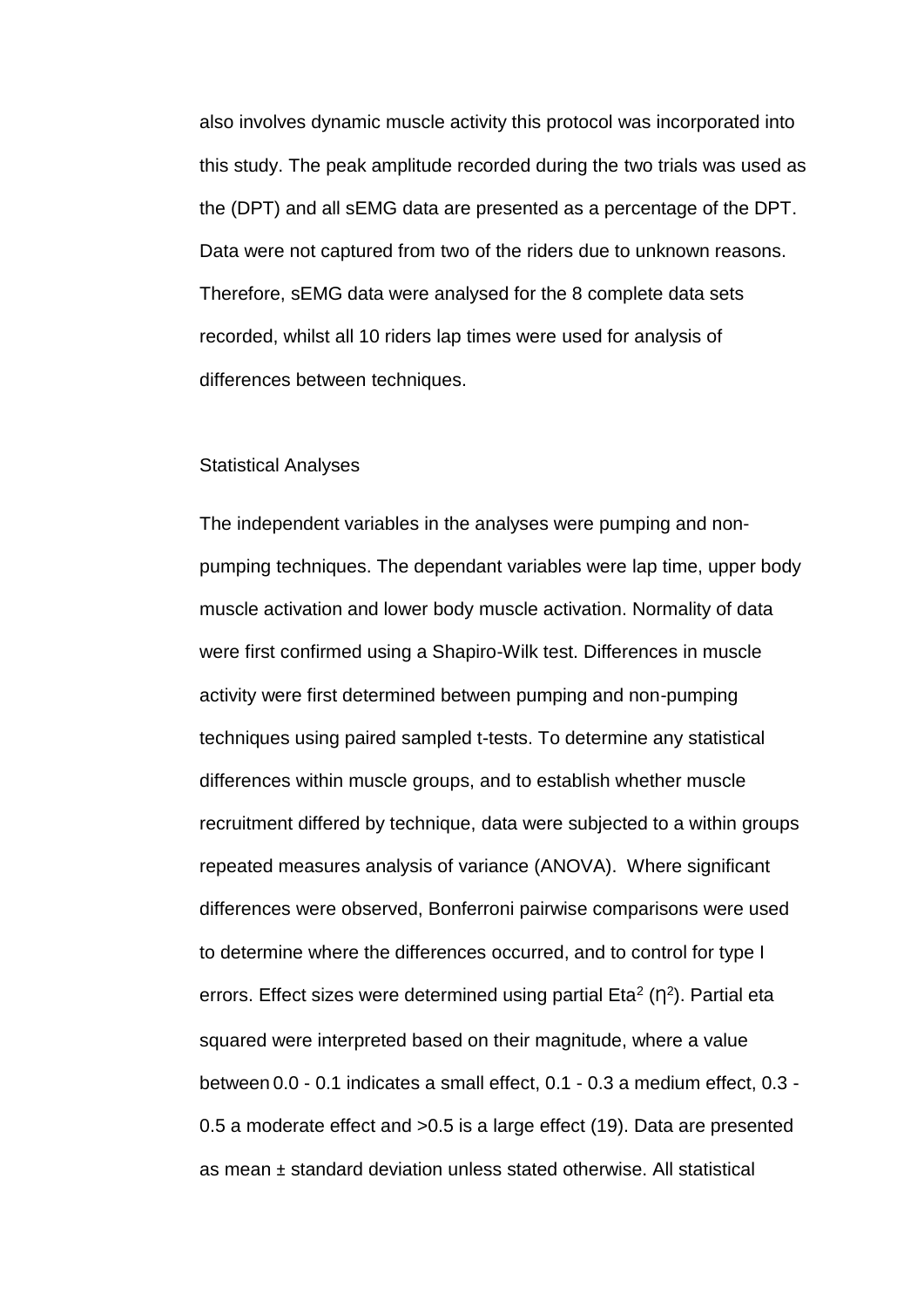also involves dynamic muscle activity this protocol was incorporated into this study. The peak amplitude recorded during the two trials was used as the (DPT) and all sEMG data are presented as a percentage of the DPT. Data were not captured from two of the riders due to unknown reasons. Therefore, sEMG data were analysed for the 8 complete data sets recorded, whilst all 10 riders lap times were used for analysis of differences between techniques.

## Statistical Analyses

The independent variables in the analyses were pumping and non-pumping techniques. The dependant variables were lap time, upper body muscle activation and lower body muscle activation. Normality of data were first confirmed using a Shapiro-Wilk test. Differences in muscle activity were first determined between pumping and non-pumping techniques using paired sampled t-tests. To determine any statistical differences within muscle groups, and to establish whether muscle recruitment differed by technique, data were subjected to a within groups repeated measures analysis of variance (ANOVA). Where significant differences were observed, Bonferroni pairwise comparisons were used to determine where the differences occurred, and to control for type I errors. Effect sizes were determined using partial Eta$^2$ ($\eta^2$). Partial eta squared were interpreted based on their magnitude, where a value between 0.0 - 0.1 indicates a small effect, 0.1 - 0.3 a medium effect, 0.3 - 0.5 a moderate effect and >0.5 is a large effect (19). Data are presented as mean ± standard deviation unless stated otherwise. All statistical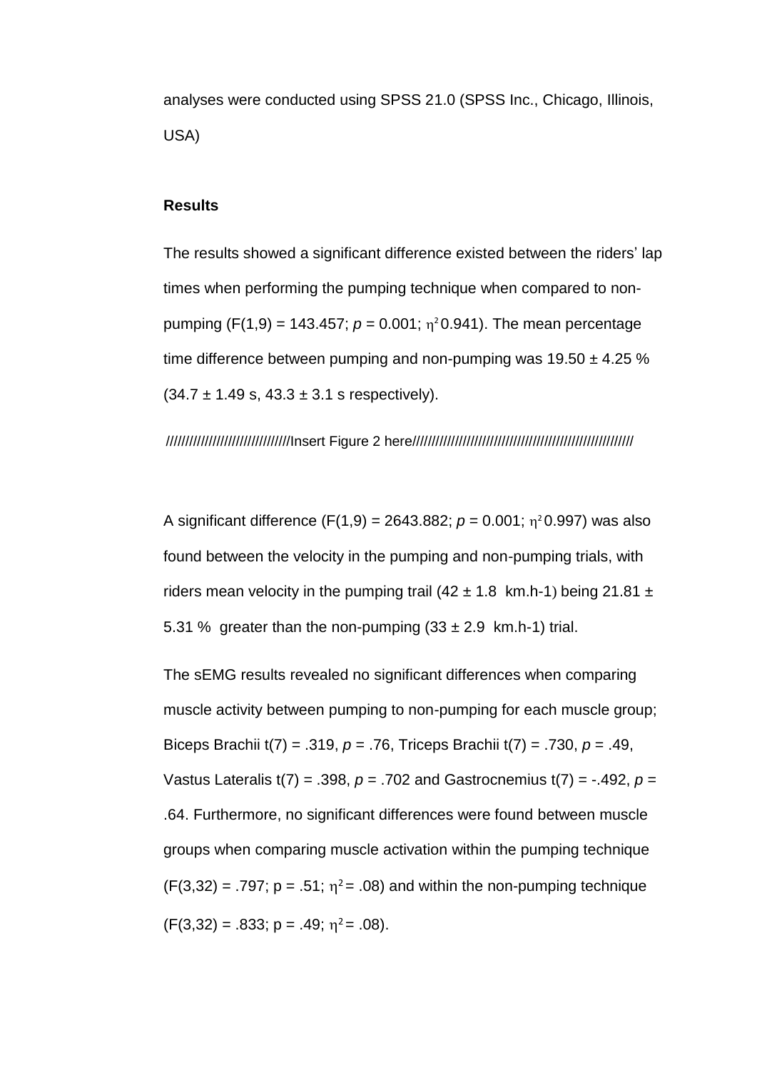analyses were conducted using SPSS 21.0 (SPSS Inc., Chicago, Illinois, USA)

**Results**

The results showed a significant difference existed between the riders' lap times when performing the pumping technique when compared to non-pumping ($F(1,9) = 143.457$; $p = 0.001$; $\eta^2$ 0.941). The mean percentage time difference between pumping and non-pumping was 19.50 ± 4.25 % (34.7 ± 1.49 s, 43.3 ± 3.1 s respectively).

////////////////////////////////Insert Figure 2 here////////////////////////////////////////////////////////////

A significant difference ($F(1,9) = 2643.882$; $p = 0.001$; $\eta^2$ 0.997) was also found between the velocity in the pumping and non-pumping trials, with riders mean velocity in the pumping trail (42 ± 1.8 km.h-1) being 21.81 ± 5.31 % greater than the non-pumping (33 ± 2.9 km.h-1) trial.

The sEMG results revealed no significant differences when comparing muscle activity between pumping to non-pumping for each muscle group; Biceps Brachii $t(7) = .319$, $p = .76$, Triceps Brachii $t(7) = .730$, $p = .49$, Vastus Lateralis $t(7) = .398$, $p = .702$ and Gastrocnemius $t(7) = -.492$, $p = .64$. Furthermore, no significant differences were found between muscle groups when comparing muscle activation within the pumping technique ($F(3,32) = .797$; $p = .51$; $\eta^2 = .08$) and within the non-pumping technique ($F(3,32) = .833$; $p = .49$; $\eta^2 = .08$).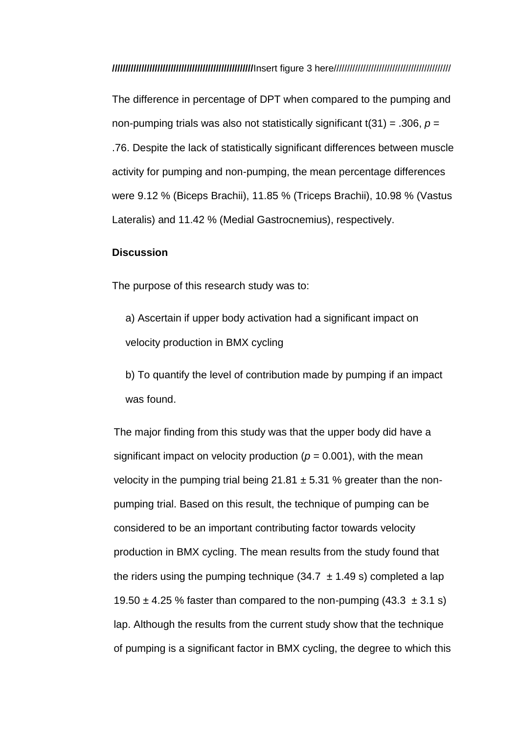////////////////////////////////////////////////////////Insert figure 3 here//////////////////////////////////////////

The difference in percentage of DPT when compared to the pumping and non-pumping trials was also not statistically significant $t(31) = .306$, $p = .76$. Despite the lack of statistically significant differences between muscle activity for pumping and non-pumping, the mean percentage differences were 9.12 % (Biceps Brachii), 11.85 % (Triceps Brachii), 10.98 % (Vastus Lateralis) and 11.42 % (Medial Gastrocnemius), respectively.

**Discussion**

The purpose of this research study was to:

a) Ascertain if upper body activation had a significant impact on velocity production in BMX cycling

b) To quantify the level of contribution made by pumping if an impact was found.

The major finding from this study was that the upper body did have a significant impact on velocity production ($p = 0.001$), with the mean velocity in the pumping trial being $21.81 \pm 5.31$ % greater than the non-pumping trial. Based on this result, the technique of pumping can be considered to be an important contributing factor towards velocity production in BMX cycling. The mean results from the study found that the riders using the pumping technique ($34.7 \pm 1.49$ s) completed a lap $19.50 \pm 4.25$ % faster than compared to the non-pumping ($43.3 \pm 3.1$ s) lap. Although the results from the current study show that the technique of pumping is a significant factor in BMX cycling, the degree to which this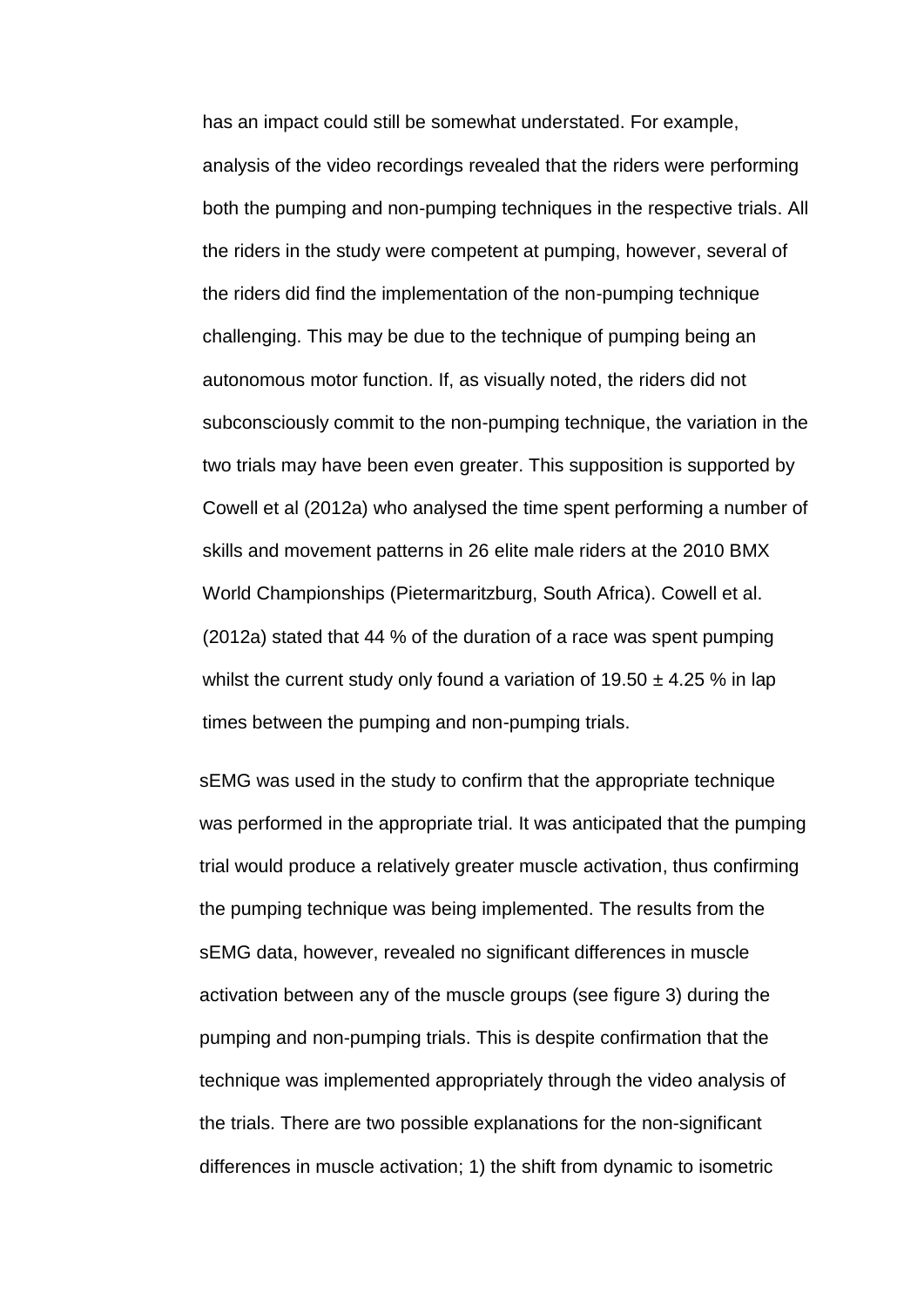has an impact could still be somewhat understated. For example, analysis of the video recordings revealed that the riders were performing both the pumping and non-pumping techniques in the respective trials. All the riders in the study were competent at pumping, however, several of the riders did find the implementation of the non-pumping technique challenging. This may be due to the technique of pumping being an autonomous motor function. If, as visually noted, the riders did not subconsciously commit to the non-pumping technique, the variation in the two trials may have been even greater. This supposition is supported by Cowell et al (2012a) who analysed the time spent performing a number of skills and movement patterns in 26 elite male riders at the 2010 BMX World Championships (Pietermaritzburg, South Africa). Cowell et al. (2012a) stated that 44 % of the duration of a race was spent pumping whilst the current study only found a variation of 19.50 ± 4.25 % in lap times between the pumping and non-pumping trials.

sEMG was used in the study to confirm that the appropriate technique was performed in the appropriate trial. It was anticipated that the pumping trial would produce a relatively greater muscle activation, thus confirming the pumping technique was being implemented. The results from the sEMG data, however, revealed no significant differences in muscle activation between any of the muscle groups (see figure 3) during the pumping and non-pumping trials. This is despite confirmation that the technique was implemented appropriately through the video analysis of the trials. There are two possible explanations for the non-significant differences in muscle activation; 1) the shift from dynamic to isometric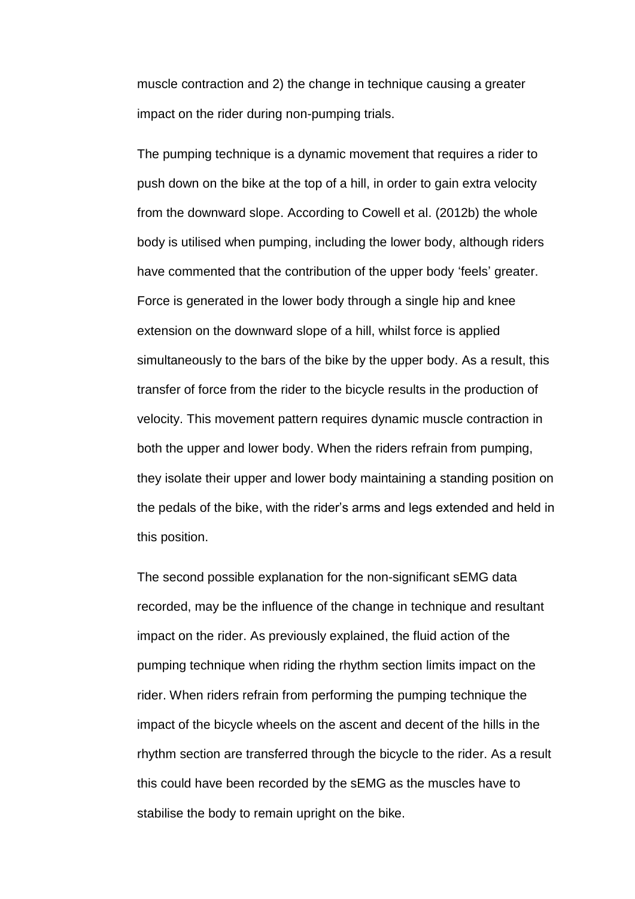muscle contraction and 2) the change in technique causing a greater impact on the rider during non-pumping trials.

The pumping technique is a dynamic movement that requires a rider to push down on the bike at the top of a hill, in order to gain extra velocity from the downward slope. According to Cowell et al. (2012b) the whole body is utilised when pumping, including the lower body, although riders have commented that the contribution of the upper body 'feels' greater. Force is generated in the lower body through a single hip and knee extension on the downward slope of a hill, whilst force is applied simultaneously to the bars of the bike by the upper body. As a result, this transfer of force from the rider to the bicycle results in the production of velocity. This movement pattern requires dynamic muscle contraction in both the upper and lower body. When the riders refrain from pumping, they isolate their upper and lower body maintaining a standing position on the pedals of the bike, with the rider's arms and legs extended and held in this position.

The second possible explanation for the non-significant sEMG data recorded, may be the influence of the change in technique and resultant impact on the rider. As previously explained, the fluid action of the pumping technique when riding the rhythm section limits impact on the rider. When riders refrain from performing the pumping technique the impact of the bicycle wheels on the ascent and decent of the hills in the rhythm section are transferred through the bicycle to the rider. As a result this could have been recorded by the sEMG as the muscles have to stabilise the body to remain upright on the bike.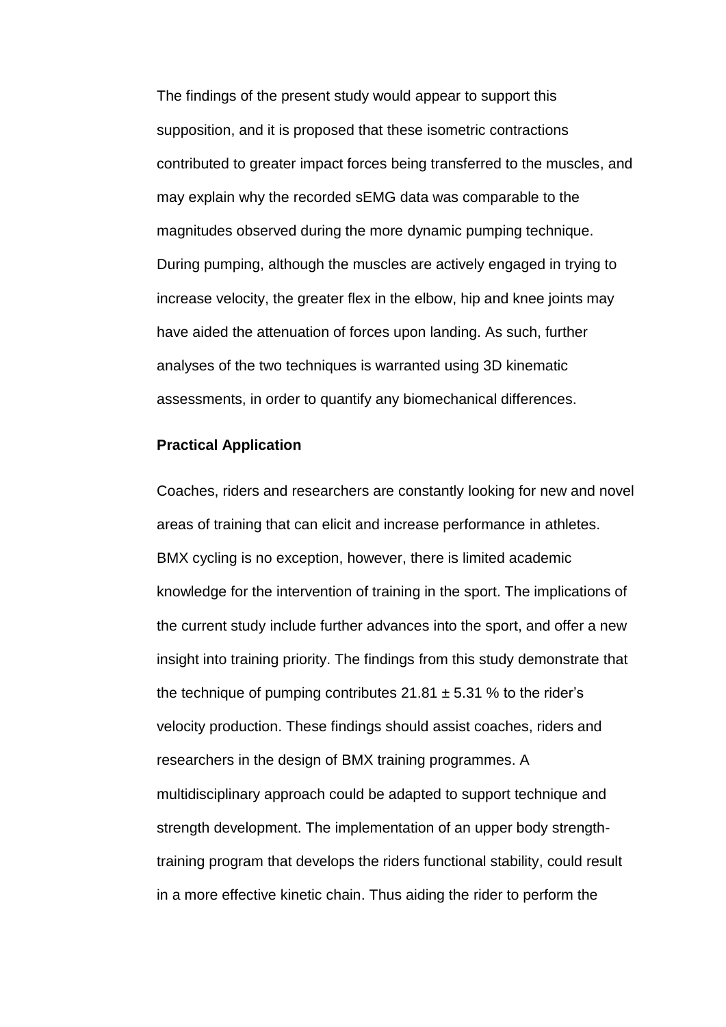The findings of the present study would appear to support this supposition, and it is proposed that these isometric contractions contributed to greater impact forces being transferred to the muscles, and may explain why the recorded sEMG data was comparable to the magnitudes observed during the more dynamic pumping technique. During pumping, although the muscles are actively engaged in trying to increase velocity, the greater flex in the elbow, hip and knee joints may have aided the attenuation of forces upon landing. As such, further analyses of the two techniques is warranted using 3D kinematic assessments, in order to quantify any biomechanical differences.

**Practical Application**

Coaches, riders and researchers are constantly looking for new and novel areas of training that can elicit and increase performance in athletes. BMX cycling is no exception, however, there is limited academic knowledge for the intervention of training in the sport. The implications of the current study include further advances into the sport, and offer a new insight into training priority. The findings from this study demonstrate that the technique of pumping contributes $21.81 \pm 5.31$ % to the rider's velocity production. These findings should assist coaches, riders and researchers in the design of BMX training programmes. A multidisciplinary approach could be adapted to support technique and strength development. The implementation of an upper body strength-training program that develops the riders functional stability, could result in a more effective kinetic chain. Thus aiding the rider to perform the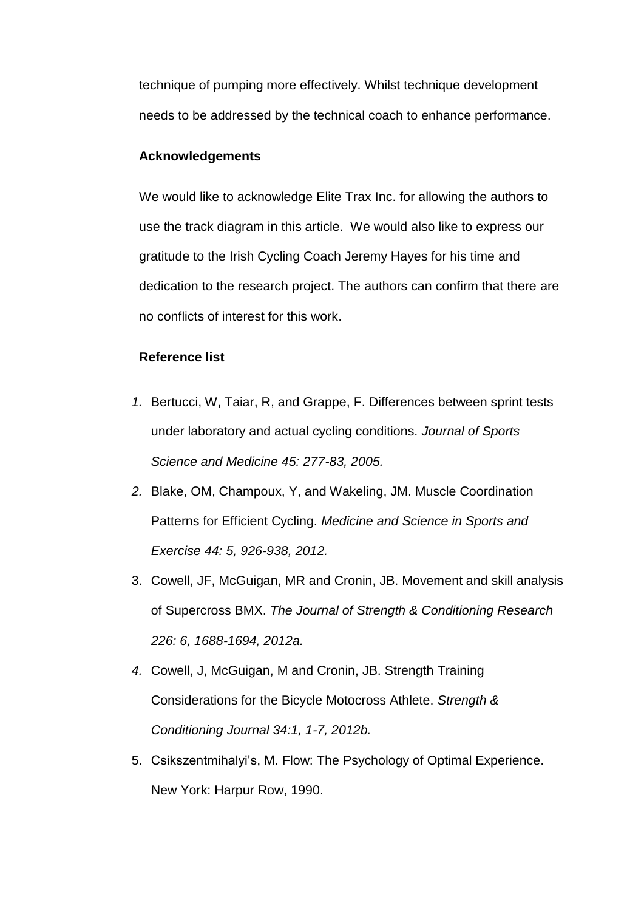technique of pumping more effectively. Whilst technique development needs to be addressed by the technical coach to enhance performance.

**Acknowledgements**

We would like to acknowledge Elite Trax Inc. for allowing the authors to use the track diagram in this article. We would also like to express our gratitude to the Irish Cycling Coach Jeremy Hayes for his time and dedication to the research project. The authors can confirm that there are no conflicts of interest for this work.

**Reference list**

1. Bertucci, W, Taiar, R, and Grappe, F. Differences between sprint tests under laboratory and actual cycling conditions. *Journal of Sports Science and Medicine 45: 277-83, 2005.*
2. Blake, OM, Champoux, Y, and Wakeling, JM. Muscle Coordination Patterns for Efficient Cycling. *Medicine and Science in Sports and Exercise 44: 5, 926-938, 2012.*
3. Cowell, JF, McGuigan, MR and Cronin, JB. Movement and skill analysis of Supercross BMX. *The Journal of Strength & Conditioning Research 226: 6, 1688-1694, 2012a.*
4. Cowell, J, McGuigan, M and Cronin, JB. Strength Training Considerations for the Bicycle Motocross Athlete. *Strength & Conditioning Journal 34:1, 1-7, 2012b.*
5. Csikszentmihalyi's, M. Flow: The Psychology of Optimal Experience. New York: Harpur Row, 1990.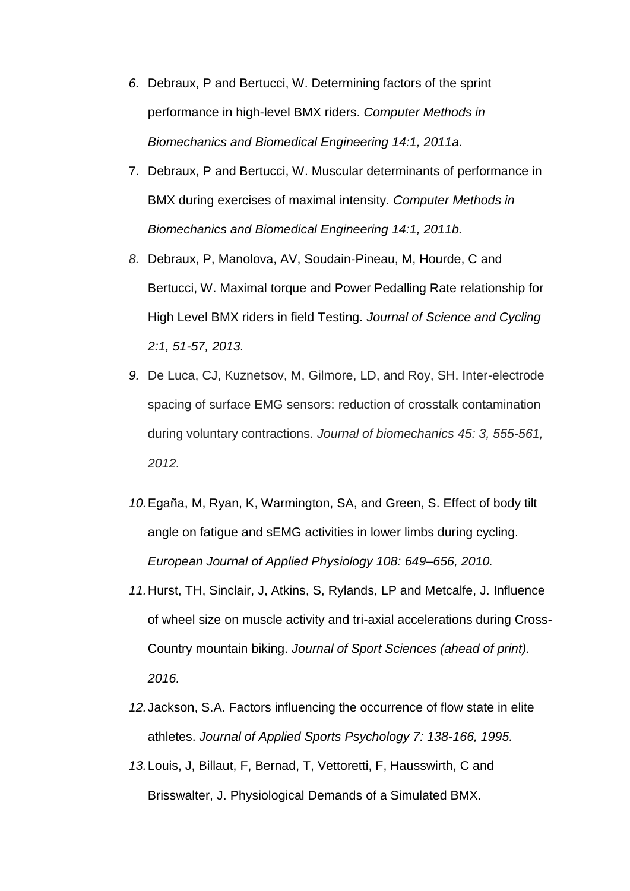6. Debraux, P and Bertucci, W. Determining factors of the sprint performance in high-level BMX riders. *Computer Methods in Biomechanics and Biomedical Engineering 14:1, 2011a.*
7. Debraux, P and Bertucci, W. Muscular determinants of performance in BMX during exercises of maximal intensity. *Computer Methods in Biomechanics and Biomedical Engineering 14:1, 2011b.*
8. Debraux, P, Manolova, AV, Soudain-Pineau, M, Hourde, C and Bertucci, W. Maximal torque and Power Pedalling Rate relationship for High Level BMX riders in field Testing. *Journal of Science and Cycling 2:1, 51-57, 2013.*
9. De Luca, CJ, Kuznetsov, M, Gilmore, LD, and Roy, SH. Inter-electrode spacing of surface EMG sensors: reduction of crosstalk contamination during voluntary contractions. *Journal of biomechanics 45: 3, 555-561, 2012.*
10. Egaña, M, Ryan, K, Warmington, SA, and Green, S. Effect of body tilt angle on fatigue and sEMG activities in lower limbs during cycling. *European Journal of Applied Physiology 108: 649–656, 2010.*
11. Hurst, TH, Sinclair, J, Atkins, S, Rylands, LP and Metcalfe, J. Influence of wheel size on muscle activity and tri-axial accelerations during Cross-Country mountain biking. *Journal of Sport Sciences (ahead of print). 2016.*
12. Jackson, S.A. Factors influencing the occurrence of flow state in elite athletes. *Journal of Applied Sports Psychology 7: 138-166, 1995.*
13. Louis, J, Billaut, F, Bernad, T, Vettoretti, F, Hausswirth, C and Brisswalter, J. Physiological Demands of a Simulated BMX.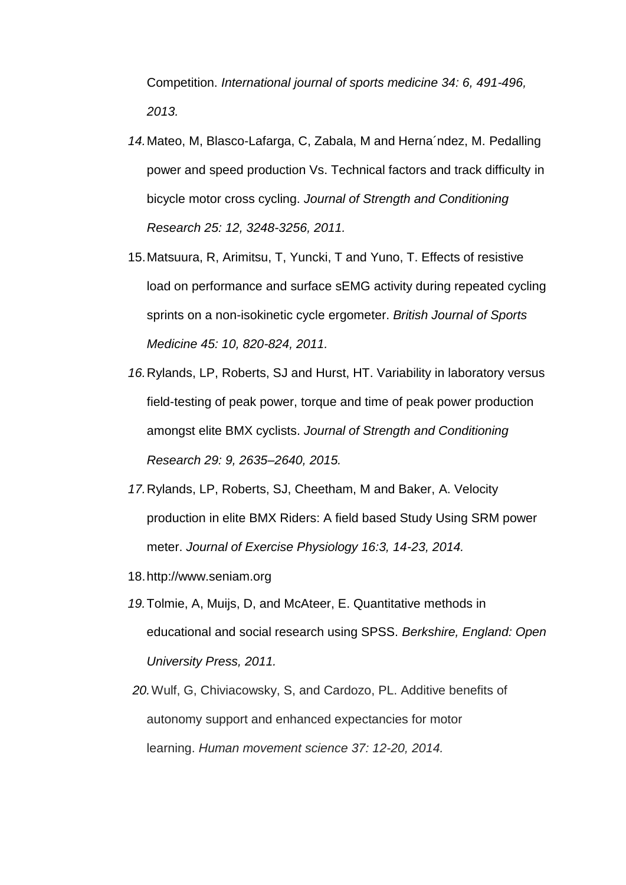Competition. *International journal of sports medicine 34: 6, 491-496, 2013.*

14. Mateo, M, Blasco-Lafarga, C, Zabala, M and Herna´ndez, M. Pedalling power and speed production Vs. Technical factors and track difficulty in bicycle motor cross cycling. *Journal of Strength and Conditioning Research 25: 12, 3248-3256, 2011.*

15. Matsuura, R, Arimitsu, T, Yuncki, T and Yuno, T. Effects of resistive load on performance and surface sEMG activity during repeated cycling sprints on a non-isokinetic cycle ergometer. *British Journal of Sports Medicine 45: 10, 820-824, 2011.*

16. Rylands, LP, Roberts, SJ and Hurst, HT. Variability in laboratory versus field-testing of peak power, torque and time of peak power production amongst elite BMX cyclists. *Journal of Strength and Conditioning Research 29: 9, 2635–2640, 2015.*

17. Rylands, LP, Roberts, SJ, Cheetham, M and Baker, A. Velocity production in elite BMX Riders: A field based Study Using SRM power meter. *Journal of Exercise Physiology 16:3, 14-23, 2014.*

18. http://www.seniam.org

19. Tolmie, A, Muijs, D, and McAteer, E. Quantitative methods in educational and social research using SPSS. *Berkshire, England: Open University Press, 2011.*

20. Wulf, G, Chiviacowsky, S, and Cardozo, PL. Additive benefits of autonomy support and enhanced expectancies for motor learning. *Human movement science 37: 12-20, 2014.*